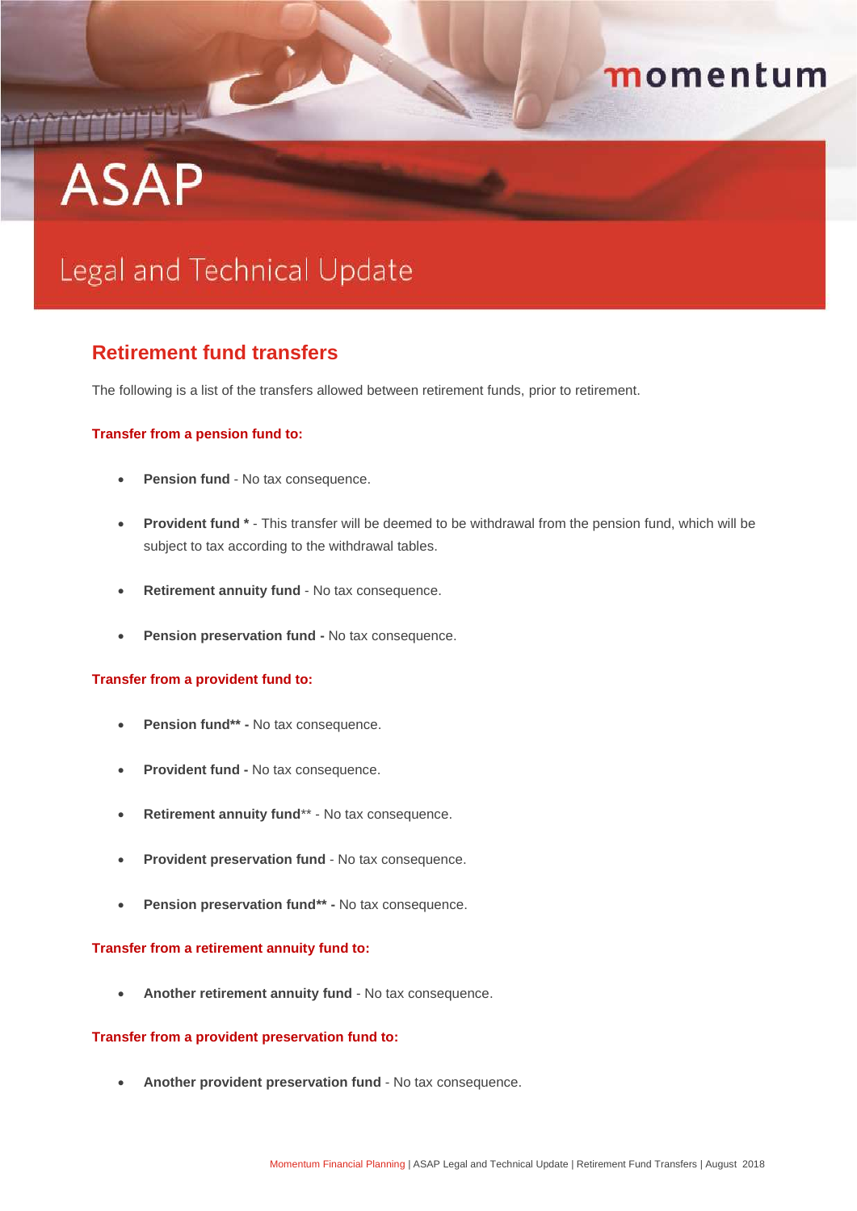# ASAP

## Legal and Technical Update

## Retirement fund transfers

The following is a list of the transfers allowed between retirement funds, prior to retirement.

### Transfer from a pension fund to:

- **Pension fund** - No tax consequence.
- **Provident fund \*** - This transfer will be deemed to be withdrawal from the pension fund, which will be subject to tax according to the withdrawal tables.
- **Retirement annuity fund** - No tax consequence.
- **Pension preservation fund -** No tax consequence.

### Transfer from a provident fund to:

- **Pension fund\*\* -** No tax consequence.
- **Provident fund -** No tax consequence.
- **Retirement annuity fund**\*\* - No tax consequence.
- **Provident preservation fund** - No tax consequence.
- **Pension preservation fund\*\* -** No tax consequence.

### Transfer from a retirement annuity fund to:

- **Another retirement annuity fund** - No tax consequence.

### Transfer from a provident preservation fund to:

- **Another provident preservation fund** - No tax consequence.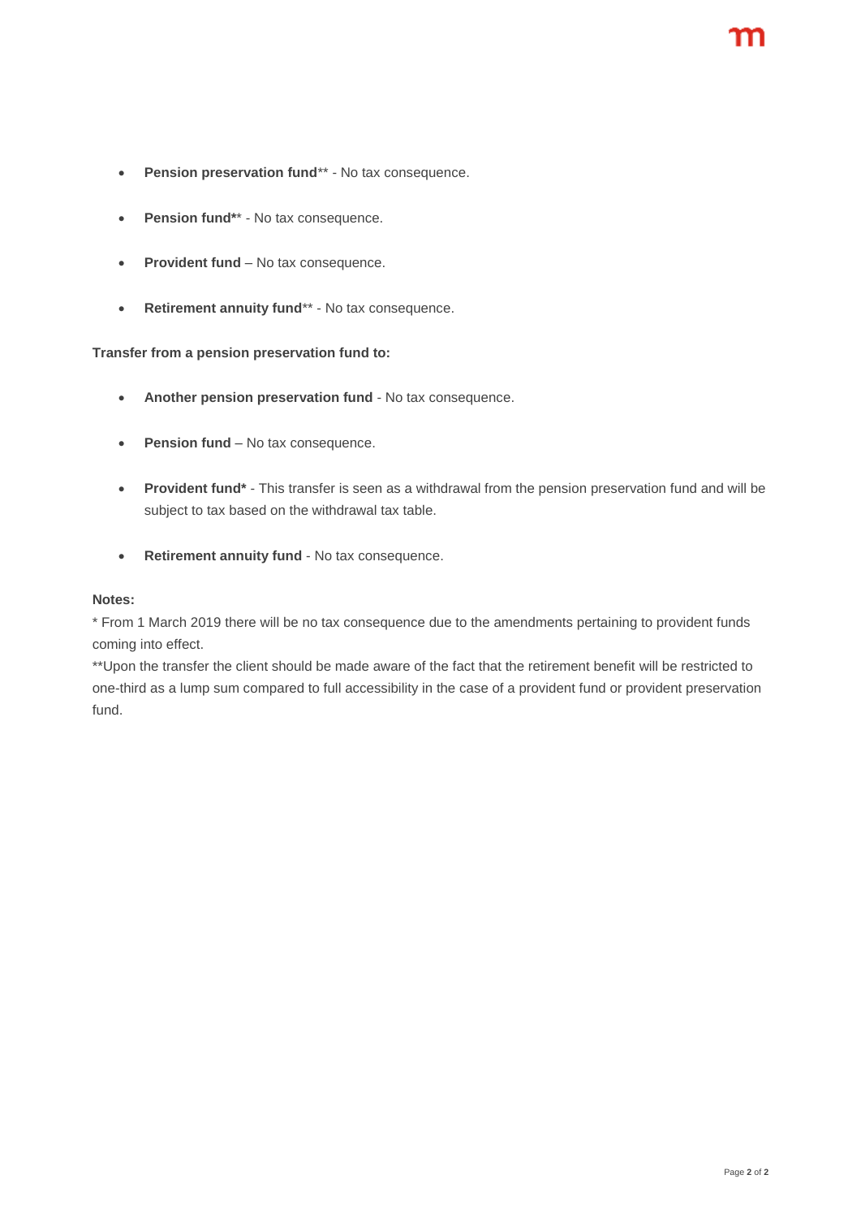- **Pension preservation fund**** - No tax consequence.

- **Pension fund**** - No tax consequence.

- **Provident fund** – No tax consequence.

- **Retirement annuity fund**** - No tax consequence.

**Transfer from a pension preservation fund to:**

- **Another pension preservation fund** - No tax consequence.

- **Pension fund** – No tax consequence.

- **Provident fund*** - This transfer is seen as a withdrawal from the pension preservation fund and will be subject to tax based on the withdrawal tax table.

- **Retirement annuity fund** - No tax consequence.

**Notes:**

* From 1 March 2019 there will be no tax consequence due to the amendments pertaining to provident funds coming into effect.

**Upon the transfer the client should be made aware of the fact that the retirement benefit will be restricted to one-third as a lump sum compared to full accessibility in the case of a provident fund or provident preservation fund.